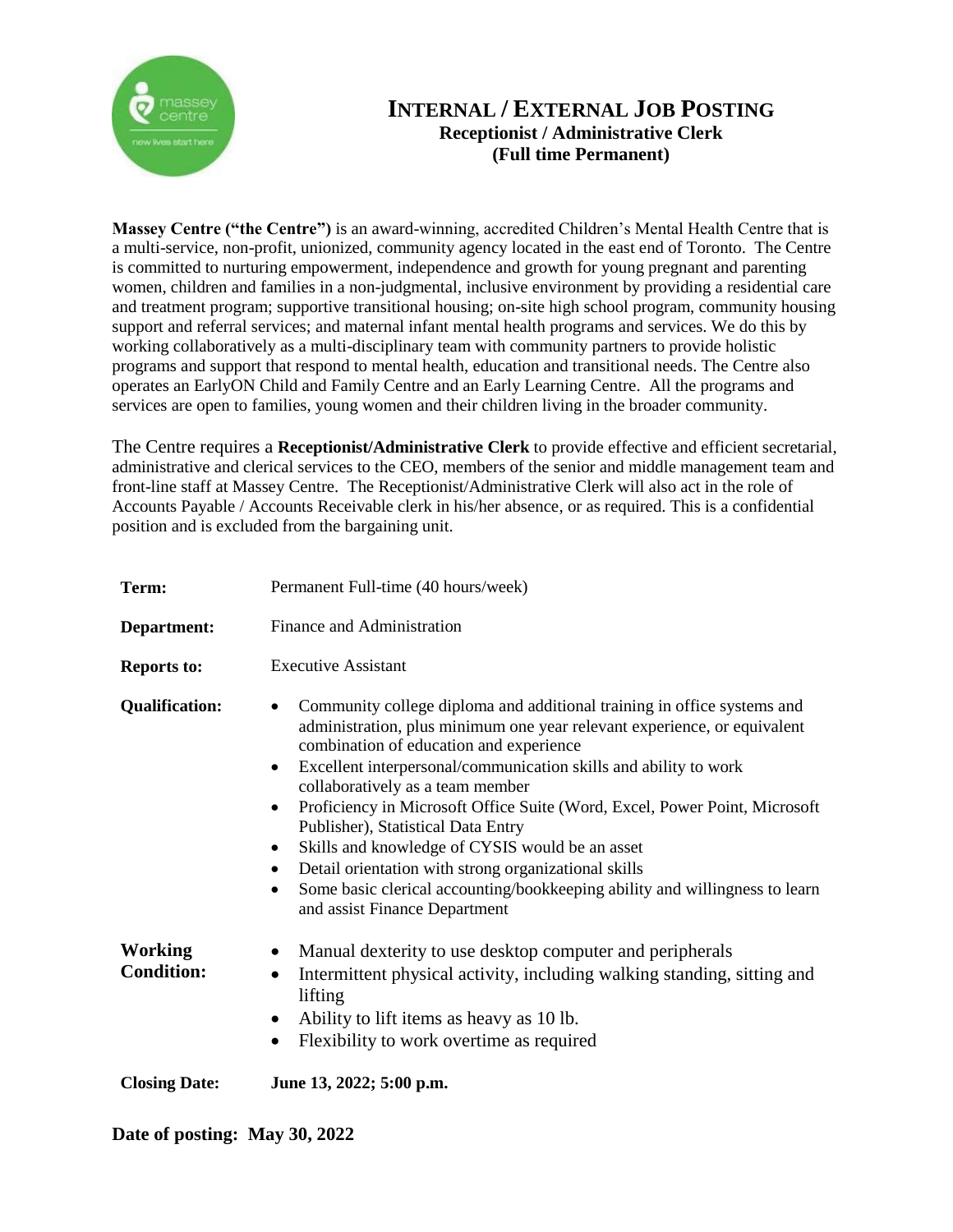# INTERNAL / EXTERNAL JOB POSTING

## Receptionist / Administrative Clerk

## (Full time Permanent)

**Massey Centre ("the Centre")** is an award-winning, accredited Children's Mental Health Centre that is a multi-service, non-profit, unionized, community agency located in the east end of Toronto. The Centre is committed to nurturing empowerment, independence and growth for young pregnant and parenting women, children and families in a non-judgmental, inclusive environment by providing a residential care and treatment program; supportive transitional housing; on-site high school program, community housing support and referral services; and maternal infant mental health programs and services. We do this by working collaboratively as a multi-disciplinary team with community partners to provide holistic programs and support that respond to mental health, education and transitional needs. The Centre also operates an EarlyON Child and Family Centre and an Early Learning Centre. All the programs and services are open to families, young women and their children living in the broader community.

The Centre requires a **Receptionist/Administrative Clerk** to provide effective and efficient secretarial, administrative and clerical services to the CEO, members of the senior and middle management team and front-line staff at Massey Centre. The Receptionist/Administrative Clerk will also act in the role of Accounts Payable / Accounts Receivable clerk in his/her absence, or as required. This is a confidential position and is excluded from the bargaining unit.

**Term:** Permanent Full-time (40 hours/week)

**Department:** Finance and Administration

**Reports to:** Executive Assistant

**Qualification:**

- Community college diploma and additional training in office systems and administration, plus minimum one year relevant experience, or equivalent combination of education and experience
- Excellent interpersonal/communication skills and ability to work collaboratively as a team member
- Proficiency in Microsoft Office Suite (Word, Excel, Power Point, Microsoft Publisher), Statistical Data Entry
- Skills and knowledge of CYSIS would be an asset
- Detail orientation with strong organizational skills
- Some basic clerical accounting/bookkeeping ability and willingness to learn and assist Finance Department

**Working Condition:**

- Manual dexterity to use desktop computer and peripherals
- Intermittent physical activity, including walking standing, sitting and lifting
- Ability to lift items as heavy as 10 lb.
- Flexibility to work overtime as required

**Closing Date:** **June 13, 2022; 5:00 p.m.**

**Date of posting: May 30, 2022**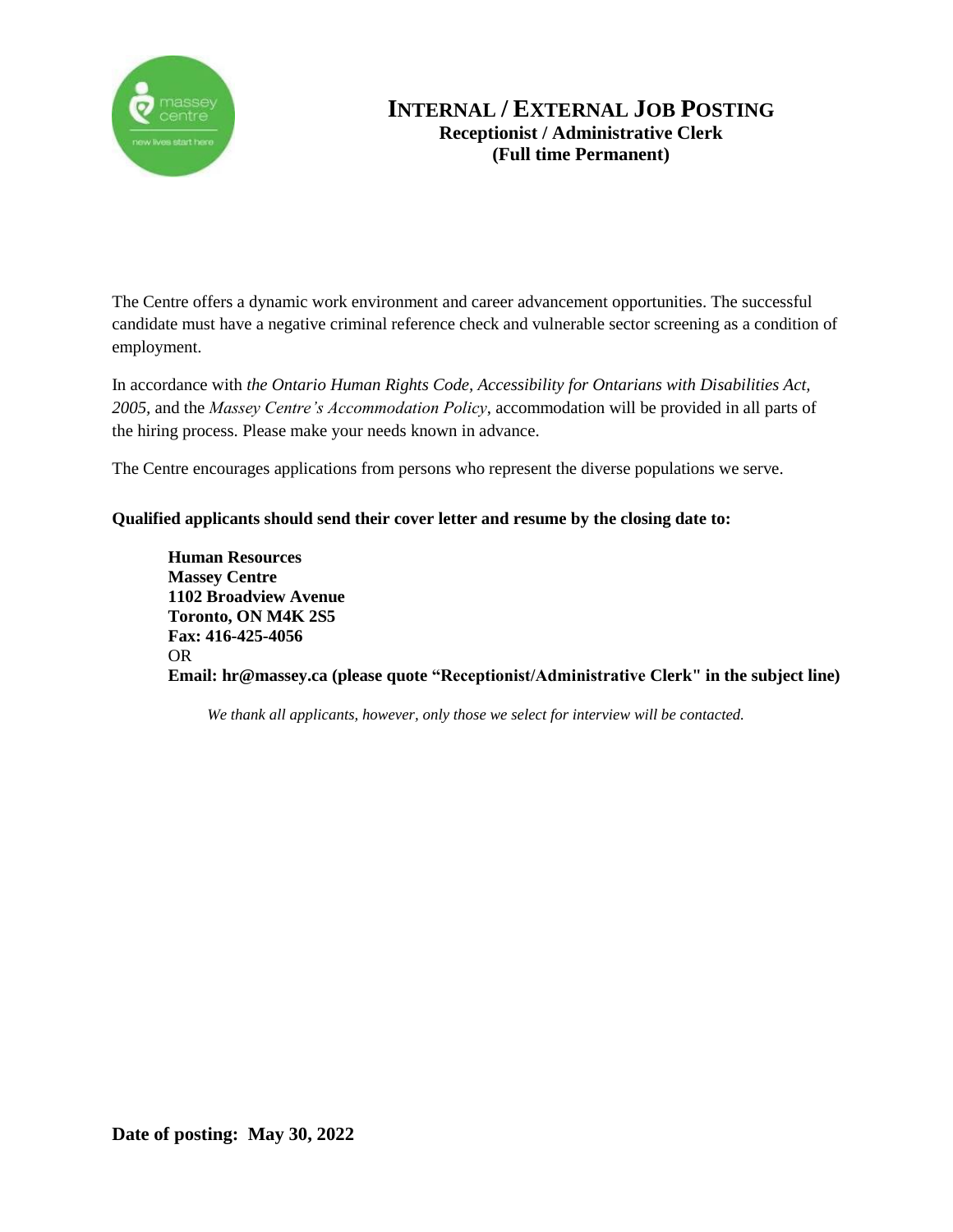# INTERNAL / EXTERNAL JOB POSTING

**Receptionist / Administrative Clerk**
**(Full time Permanent)**

The Centre offers a dynamic work environment and career advancement opportunities. The successful candidate must have a negative criminal reference check and vulnerable sector screening as a condition of employment.

In accordance with *the Ontario Human Rights Code, Accessibility for Ontarians with Disabilities Act, 2005*, and the *Massey Centre's Accommodation Policy*, accommodation will be provided in all parts of the hiring process. Please make your needs known in advance.

The Centre encourages applications from persons who represent the diverse populations we serve.

**Qualified applicants should send their cover letter and resume by the closing date to:**

**Human Resources**
**Massey Centre**
**1102 Broadview Avenue**
**Toronto, ON M4K 2S5**
**Fax: 416-425-4056**
OR
**Email: hr@massey.ca (please quote "Receptionist/Administrative Clerk" in the subject line)**

*We thank all applicants, however, only those we select for interview will be contacted.*

**Date of posting: May 30, 2022**